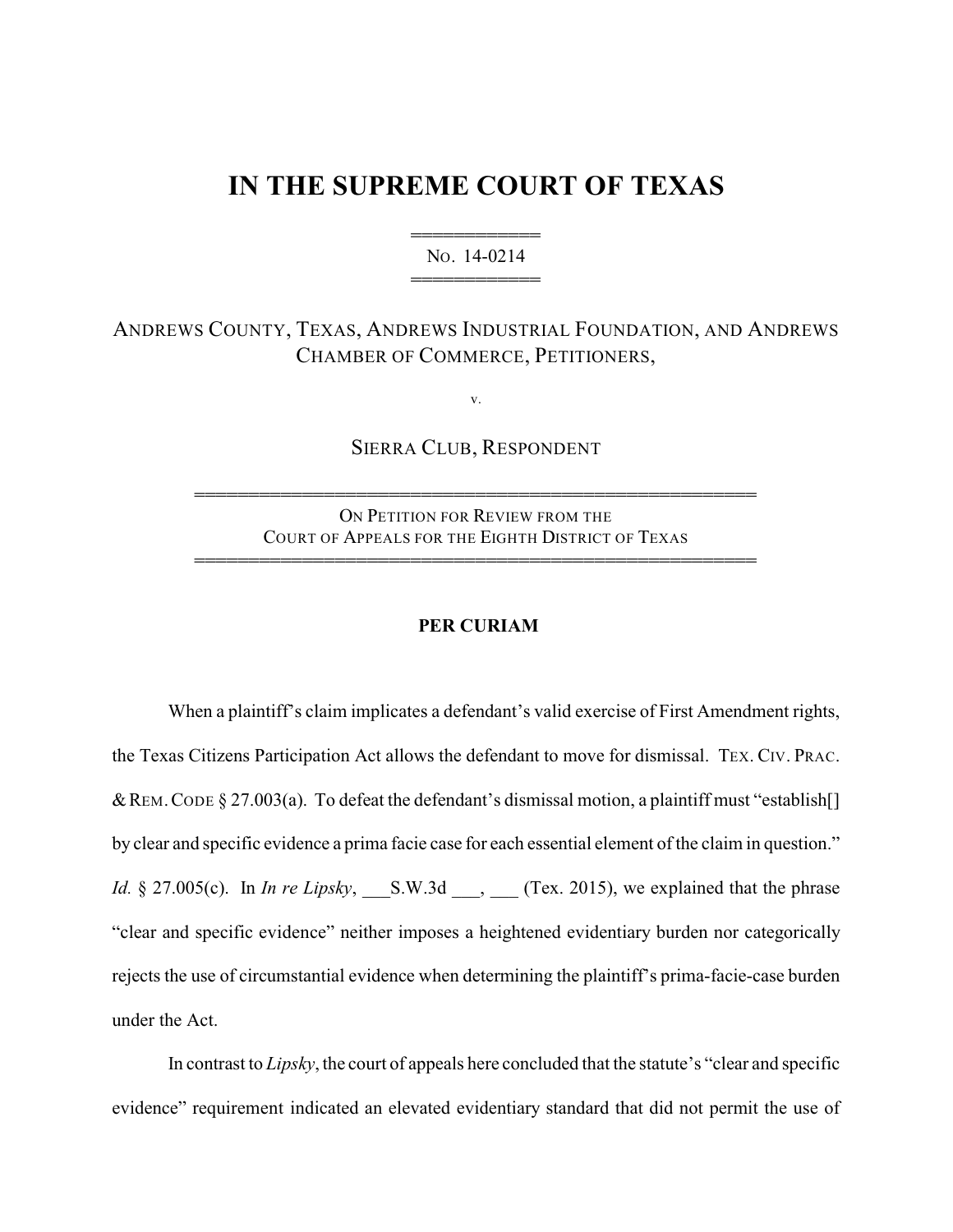# IN THE SUPREME COURT OF TEXAS

NO. 14-0214

ANDREWS COUNTY, TEXAS, ANDREWS INDUSTRIAL FOUNDATION, AND ANDREWS CHAMBER OF COMMERCE, PETITIONERS,

v.

SIERRA CLUB, RESPONDENT

ON PETITION FOR REVIEW FROM THE COURT OF APPEALS FOR THE EIGHTH DISTRICT OF TEXAS

**PER CURIAM**

When a plaintiff's claim implicates a defendant's valid exercise of First Amendment rights, the Texas Citizens Participation Act allows the defendant to move for dismissal. TEX. CIV. PRAC. & REM. CODE § 27.003(a). To defeat the defendant's dismissal motion, a plaintiff must "establish[] by clear and specific evidence a prima facie case for each essential element of the claim in question." *Id.* § 27.005(c). In *In re Lipsky*, ___S.W.3d ___, ___ (Tex. 2015), we explained that the phrase "clear and specific evidence" neither imposes a heightened evidentiary burden nor categorically rejects the use of circumstantial evidence when determining the plaintiff's prima-facie-case burden under the Act.

In contrast to *Lipsky*, the court of appeals here concluded that the statute's "clear and specific evidence" requirement indicated an elevated evidentiary standard that did not permit the use of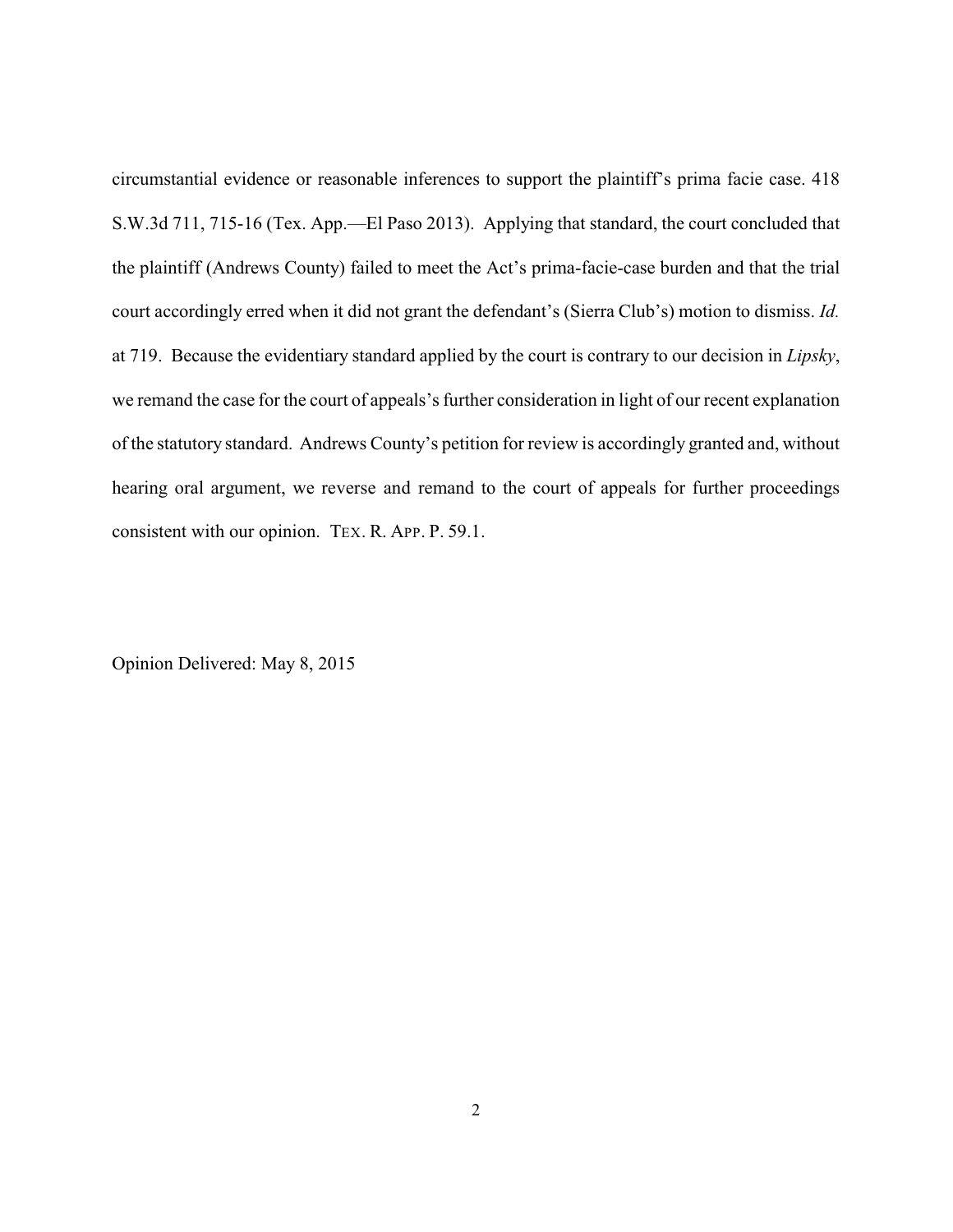circumstantial evidence or reasonable inferences to support the plaintiff's prima facie case. 418 S.W.3d 711, 715-16 (Tex. App.—El Paso 2013). Applying that standard, the court concluded that the plaintiff (Andrews County) failed to meet the Act's prima-facie-case burden and that the trial court accordingly erred when it did not grant the defendant's (Sierra Club's) motion to dismiss. *Id.* at 719. Because the evidentiary standard applied by the court is contrary to our decision in *Lipsky*, we remand the case for the court of appeals's further consideration in light of our recent explanation of the statutory standard. Andrews County's petition for review is accordingly granted and, without hearing oral argument, we reverse and remand to the court of appeals for further proceedings consistent with our opinion. TEX. R. APP. P. 59.1.

Opinion Delivered: May 8, 2015